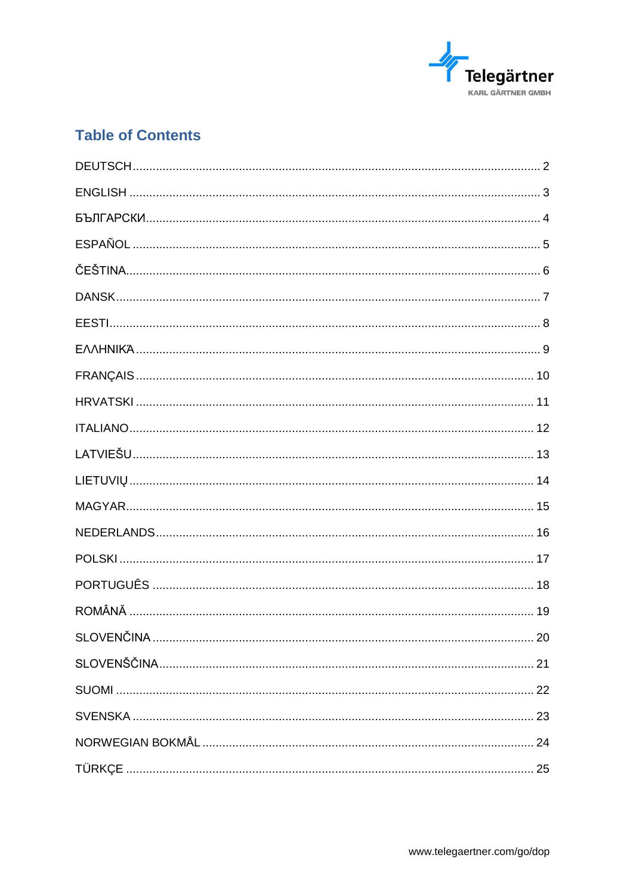Telegärtner
KARL GÄRTNER GMBH

## Table of Contents

DEUTSCH ........................................................................................................ 2

ENGLISH ......................................................................................................... 3

БЪЛГАРСКИ .................................................................................................... 4

ESPAÑOL ........................................................................................................ 5

ČEŠTINA .......................................................................................................... 6

DANSK ............................................................................................................. 7

EESTI ............................................................................................................... 8

ΕΛΛΗΝΙΚΆ ...................................................................................................... 9

FRANÇAIS ...................................................................................................... 10

HRVATSKI ...................................................................................................... 11

ITALIANO ........................................................................................................ 12

LATVIEŠU ....................................................................................................... 13

LIETUVIŲ ........................................................................................................ 14

MAGYAR ......................................................................................................... 15

NEDERLANDS ................................................................................................ 16

POLSKI ........................................................................................................... 17

PORTUGUÊS .................................................................................................. 18

ROMÂNĂ ........................................................................................................ 19

SLOVENČINA .................................................................................................. 20

SLOVENŠČINA ............................................................................................... 21

SUOMI ............................................................................................................. 22

SVENSKA ........................................................................................................ 23

NORWEGIAN BOKMÅL .................................................................................. 24

TÜRKÇE .......................................................................................................... 25

www.telegaertner.com/go/dop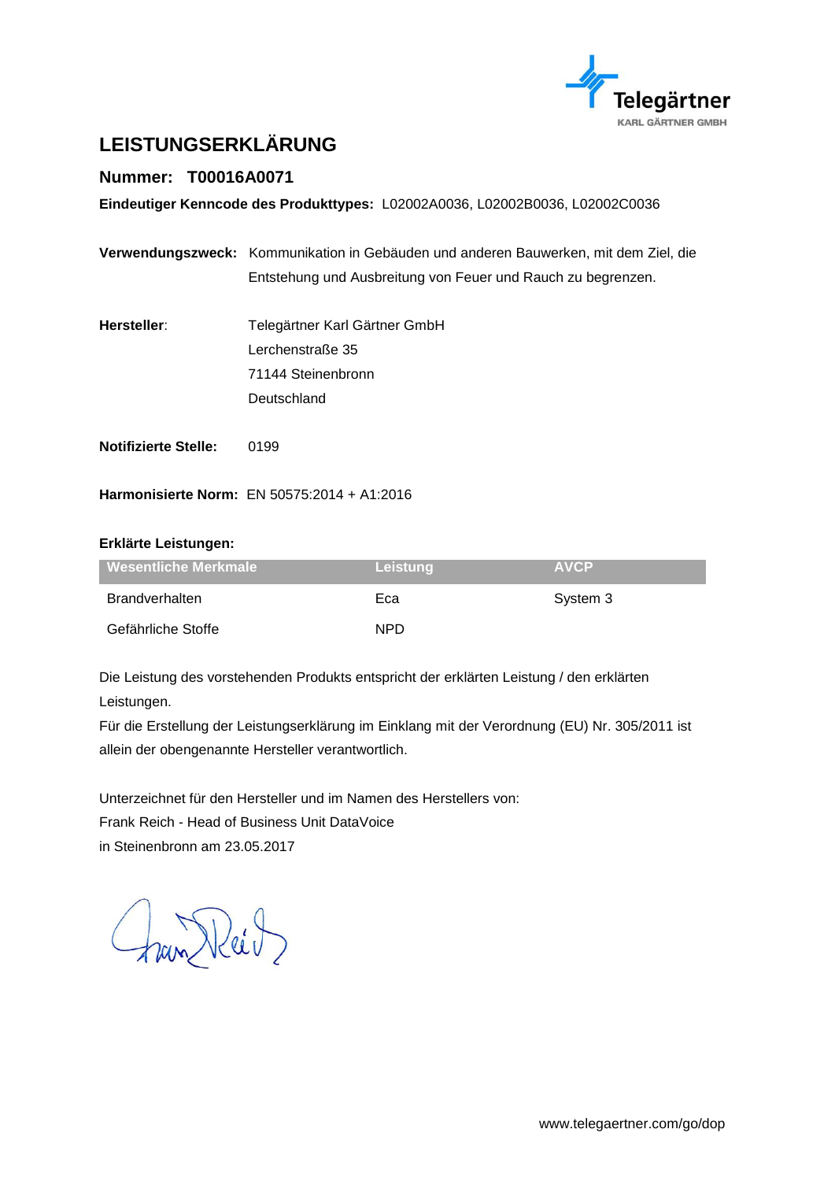Telegärtner
KARL GÄRTNER GMBH

# LEISTUNGSERKLÄRUNG

## Nummer: T00016A0071

**Eindeutiger Kenncode des Produkttypes:** L02002A0036, L02002B0036, L02002C0036

**Verwendungszweck:** Kommunikation in Gebäuden und anderen Bauwerken, mit dem Ziel, die Entstehung und Ausbreitung von Feuer und Rauch zu begrenzen.

**Hersteller**: Telegärtner Karl Gärtner GmbH
Lerchenstraße 35
71144 Steinenbronn
Deutschland

**Notifizierte Stelle:** 0199

**Harmonisierte Norm:** EN 50575:2014 + A1:2016

**Erklärte Leistungen:**

| Wesentliche Merkmale | Leistung | AVCP |
|---|---|---|
| Brandverhalten | Eca | System 3 |
| Gefährliche Stoffe | NPD | |

Die Leistung des vorstehenden Produkts entspricht der erklärten Leistung / den erklärten Leistungen.
Für die Erstellung der Leistungserklärung im Einklang mit der Verordnung (EU) Nr. 305/2011 ist allein der obengenannte Hersteller verantwortlich.

Unterzeichnet für den Hersteller und im Namen des Herstellers von:
Frank Reich - Head of Business Unit DataVoice
in Steinenbronn am 23.05.2017

www.telegaertner.com/go/dop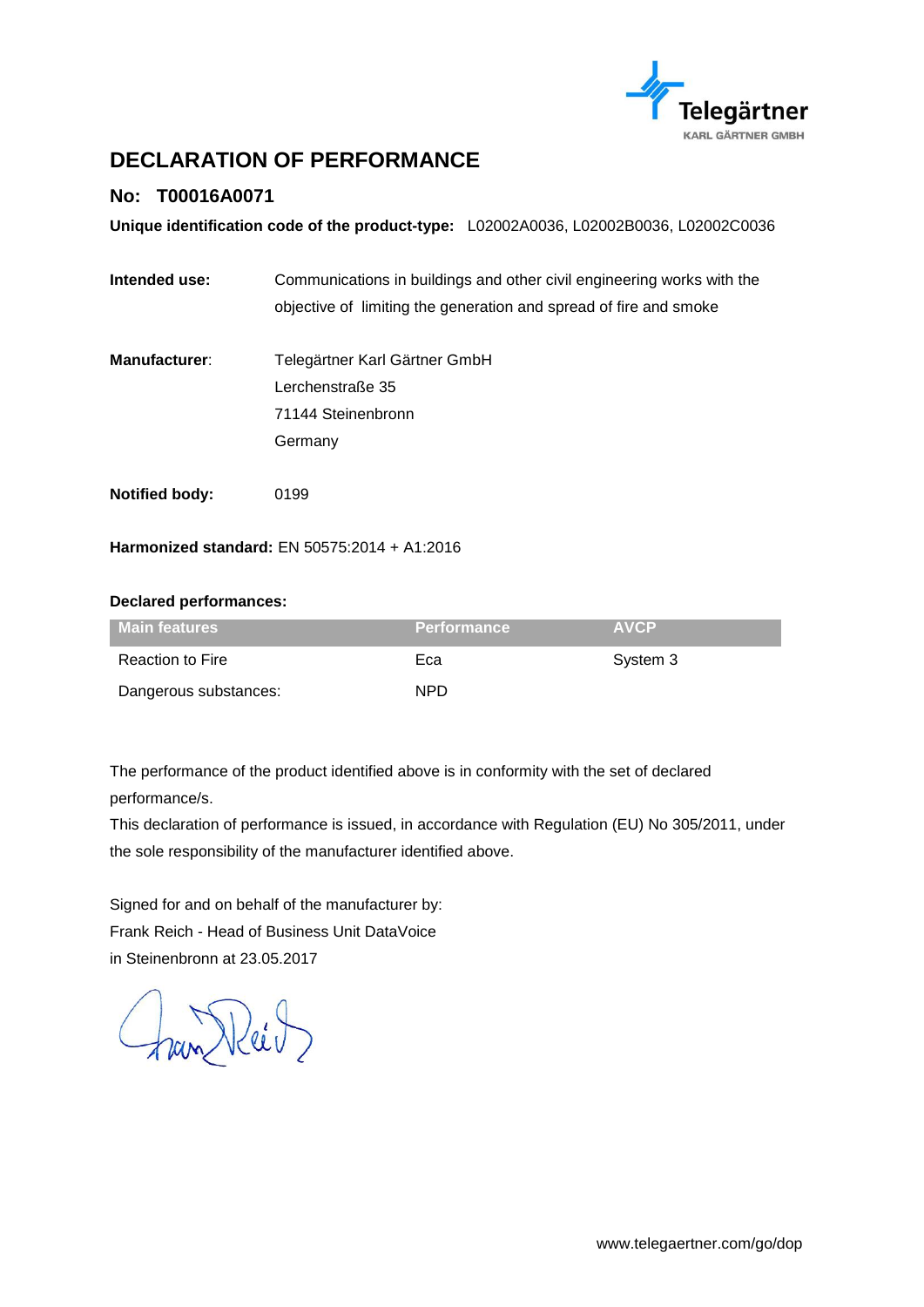Telegärtner
KARL GÄRTNER GMBH

# DECLARATION OF PERFORMANCE

## No: T00016A0071

**Unique identification code of the product-type:** L02002A0036, L02002B0036, L02002C0036

**Intended use:** Communications in buildings and other civil engineering works with the objective of limiting the generation and spread of fire and smoke

**Manufacturer**: Telegärtner Karl Gärtner GmbH
Lerchenstraße 35
71144 Steinenbronn
Germany

**Notified body:** 0199

**Harmonized standard:** EN 50575:2014 + A1:2016

**Declared performances:**

| Main features | Performance | AVCP |
|---|---|---|
| Reaction to Fire | Eca | System 3 |
| Dangerous substances: | NPD | |

The performance of the product identified above is in conformity with the set of declared performance/s.
This declaration of performance is issued, in accordance with Regulation (EU) No 305/2011, under the sole responsibility of the manufacturer identified above.

Signed for and on behalf of the manufacturer by:
Frank Reich - Head of Business Unit DataVoice
in Steinenbronn at 23.05.2017

www.telegaertner.com/go/dop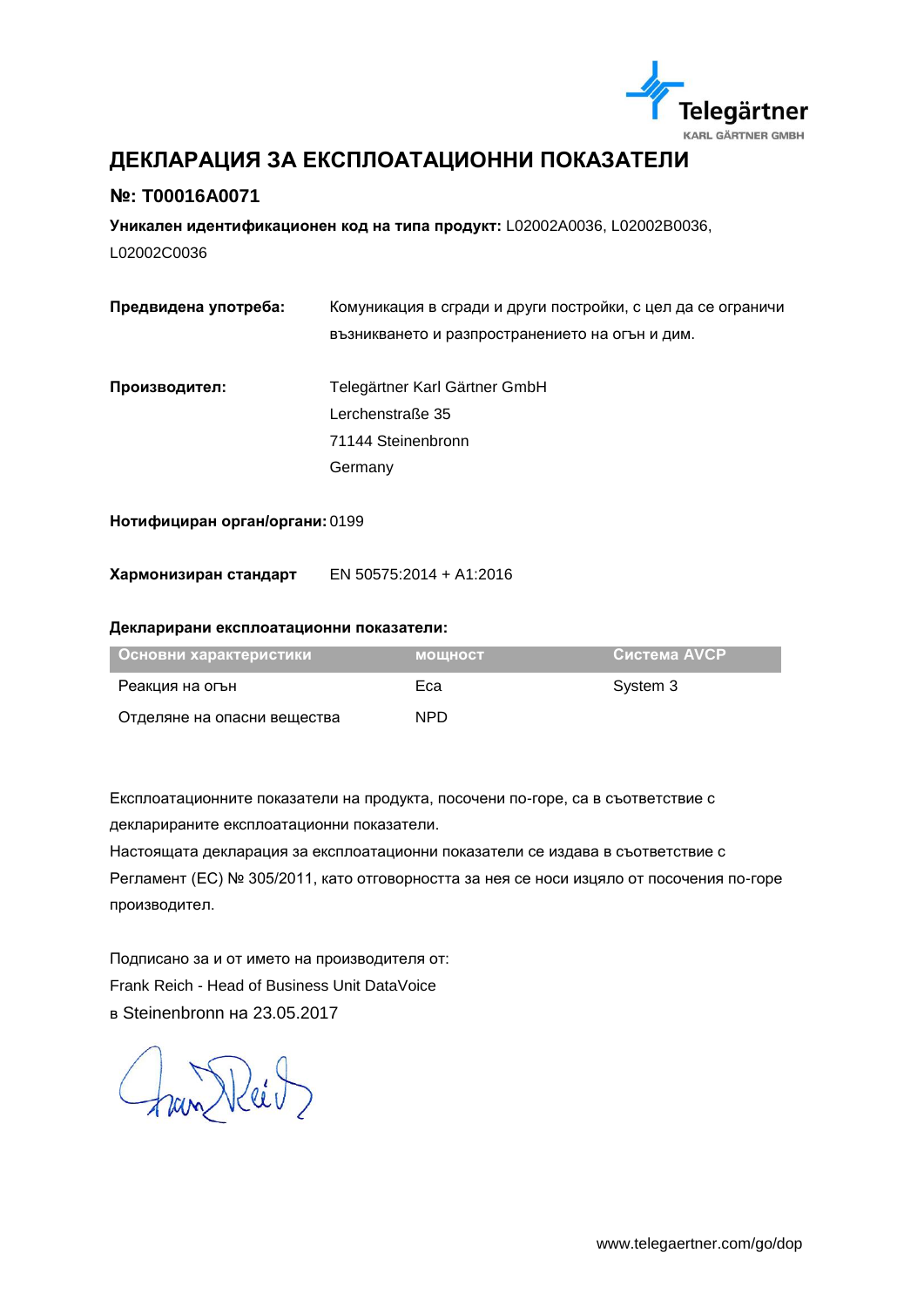# ДЕКЛАРАЦИЯ ЗА ЕКСПЛОАТАЦИОННИ ПОКАЗАТЕЛИ

## №: T00016A0071

**Уникален идентификационен код на типа продукт:** L02002A0036, L02002B0036, L02002C0036

**Предвидена употреба:** Комуникация в сгради и други постройки, с цел да се ограничи възникването и разпространението на огън и дим.

**Производител:** Telegärtner Karl Gärtner GmbH
Lerchenstraße 35
71144 Steinenbronn
Germany

**Нотифициран орган/органи:** 0199

**Хармонизиран стандарт** EN 50575:2014 + A1:2016

**Декларирани експлоатационни показатели:**

| Основни характеристики | мощност | Система AVCP |
|---|---|---|
| Реакция на огън | Eca | System 3 |
| Отделяне на опасни вещества | NPD | |

Експлоатационните показатели на продукта, посочени по-горе, са в съответствие с декларираните експлоатационни показатели.
Настоящата декларация за експлоатационни показатели се издава в съответствие с Регламент (ЕС) № 305/2011, като отговорността за нея се носи изцяло от посочения по-горе производител.

Подписано за и от името на производителя от:
Frank Reich - Head of Business Unit DataVoice
в Steinenbronn на 23.05.2017

www.telegaertner.com/go/dop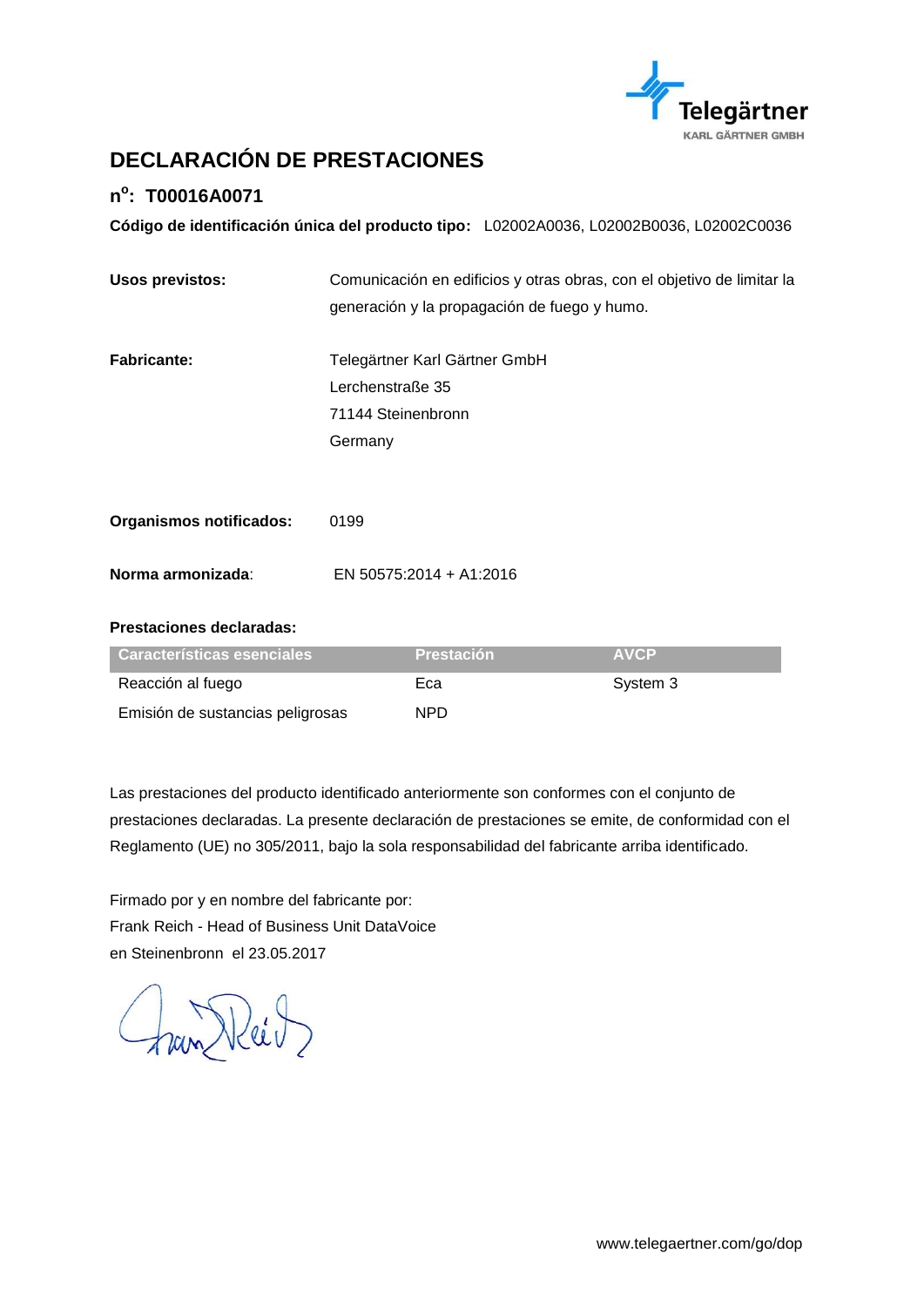# DECLARACIÓN DE PRESTACIONES

## n°: T00016A0071

**Código de identificación única del producto tipo:** L02002A0036, L02002B0036, L02002C0036

**Usos previstos:** Comunicación en edificios y otras obras, con el objetivo de limitar la generación y la propagación de fuego y humo.

**Fabricante:** Telegärtner Karl Gärtner GmbH
Lerchenstraße 35
71144 Steinenbronn
Germany

**Organismos notificados:** 0199

**Norma armonizada**: EN 50575:2014 + A1:2016

**Prestaciones declaradas:**

| Características esenciales | Prestación | AVCP |
|---|---|---|
| Reacción al fuego | Eca | System 3 |
| Emisión de sustancias peligrosas | NPD | |

Las prestaciones del producto identificado anteriormente son conformes con el conjunto de prestaciones declaradas. La presente declaración de prestaciones se emite, de conformidad con el Reglamento (UE) no 305/2011, bajo la sola responsabilidad del fabricante arriba identificado.

Firmado por y en nombre del fabricante por:
Frank Reich - Head of Business Unit DataVoice
en Steinenbronn el 23.05.2017

www.telegaertner.com/go/dop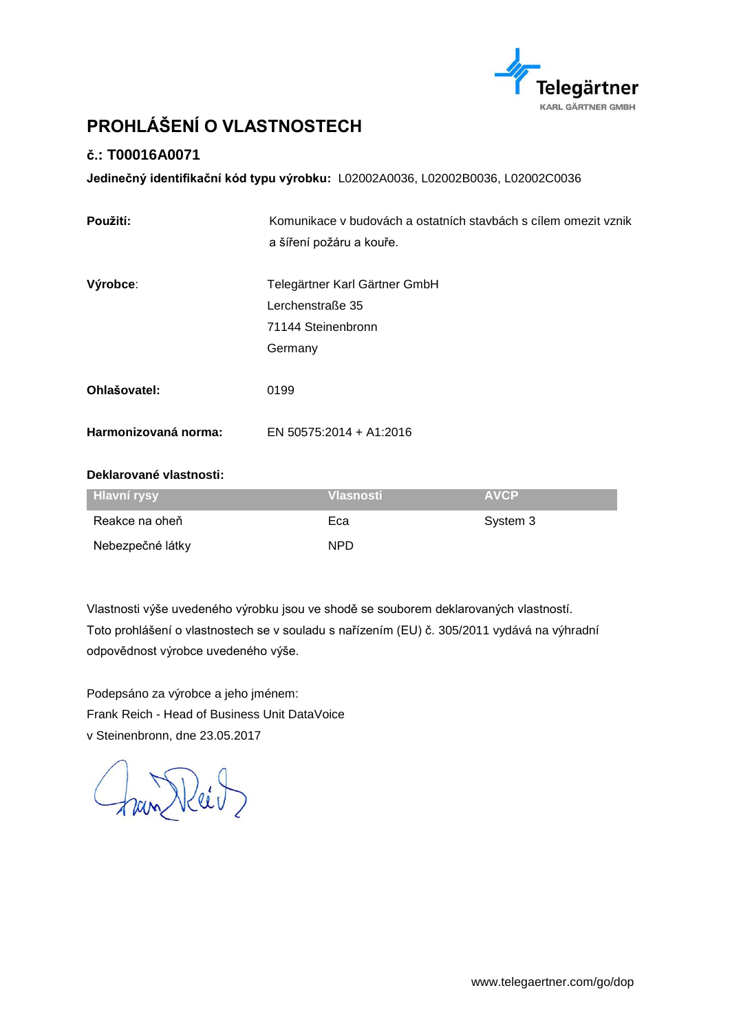# PROHLÁŠENÍ O VLASTNOSTECH

## č.: T00016A0071

**Jedinečný identifikační kód typu výrobku:** L02002A0036, L02002B0036, L02002C0036

**Použití:** Komunikace v budovách a ostatních stavbách s cílem omezit vznik a šíření požáru a kouře.

**Výrobce:** Telegärtner Karl Gärtner GmbH
Lerchenstraße 35
71144 Steinenbronn
Germany

**Ohlašovatel:** 0199

**Harmonizovaná norma:** EN 50575:2014 + A1:2016

**Deklarované vlastnosti:**

| Hlavní rysy | Vlastnosti | AVCP |
|---|---|---|
| Reakce na oheň | Eca | System 3 |
| Nebezpečné látky | NPD | |

Vlastnosti výše uvedeného výrobku jsou ve shodě se souborem deklarovaných vlastností.
Toto prohlášení o vlastnostech se v souladu s nařízením (EU) č. 305/2011 vydává na výhradní odpovědnost výrobce uvedeného výše.

Podepsáno za výrobce a jeho jménem:
Frank Reich - Head of Business Unit DataVoice
v Steinenbronn, dne 23.05.2017

www.telegaertner.com/go/dop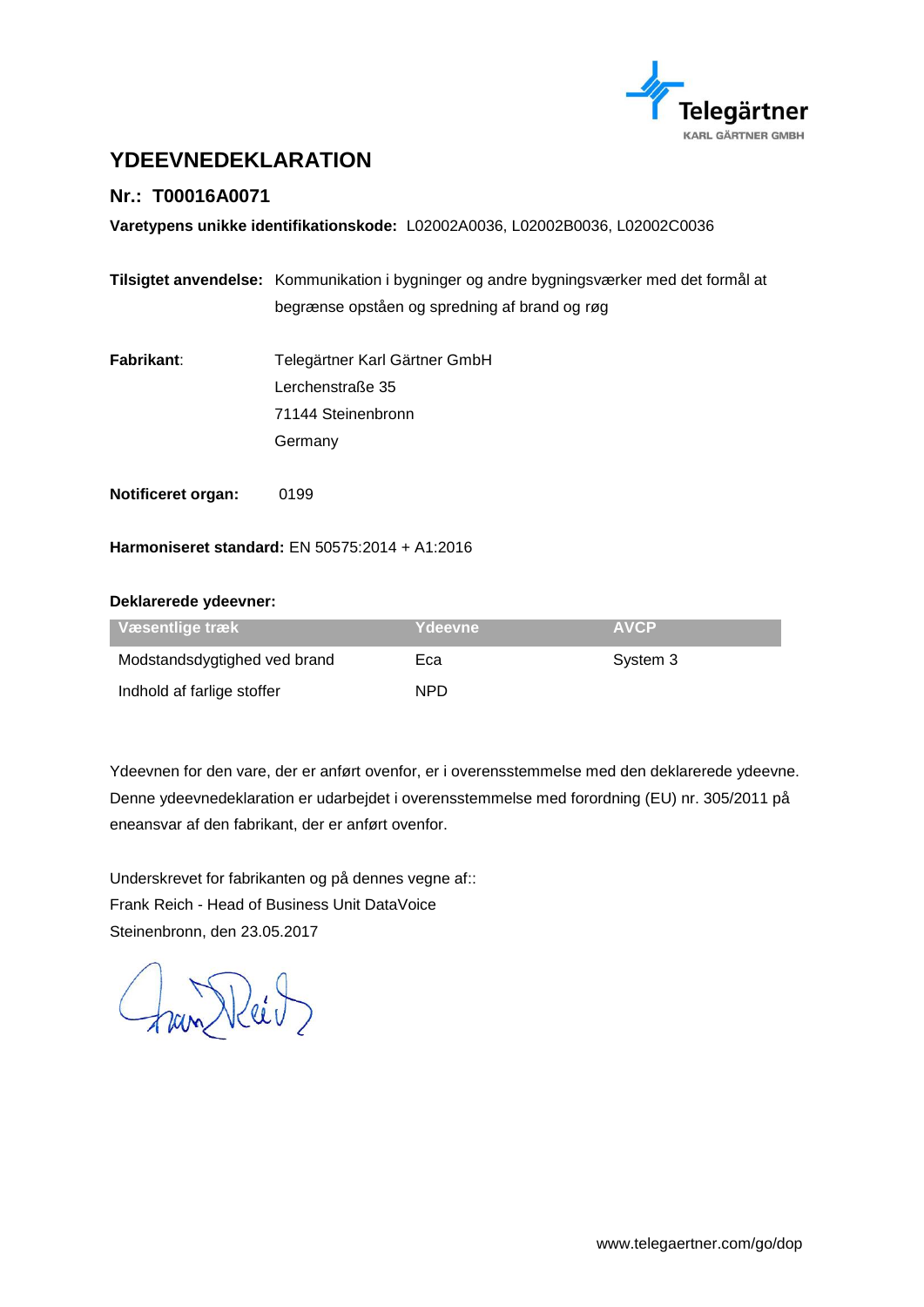# YDEEVNEDEKLARATION

## Nr.: T00016A0071

**Varetypens unikke identifikationskode:** L02002A0036, L02002B0036, L02002C0036

**Tilsigtet anvendelse:** Kommunikation i bygninger og andre bygningsværker med det formål at begrænse opståen og spredning af brand og røg

**Fabrikant**: Telegärtner Karl Gärtner GmbH
Lerchenstraße 35
71144 Steinenbronn
Germany

**Notificeret organ:** 0199

**Harmoniseret standard:** EN 50575:2014 + A1:2016

**Deklarerede ydeevner:**

| Væsentlige træk | Ydeevne | AVCP |
| --- | --- | --- |
| Modstandsdygtighed ved brand | Eca | System 3 |
| Indhold af farlige stoffer | NPD | |

Ydeevnen for den vare, der er anført ovenfor, er i overensstemmelse med den deklarerede ydeevne. Denne ydeevnedeklaration er udarbejdet i overensstemmelse med forordning (EU) nr. 305/2011 på eneansvar af den fabrikant, der er anført ovenfor.

Underskrevet for fabrikanten og på dennes vegne af::
Frank Reich - Head of Business Unit DataVoice
Steinenbronn, den 23.05.2017

www.telegaertner.com/go/dop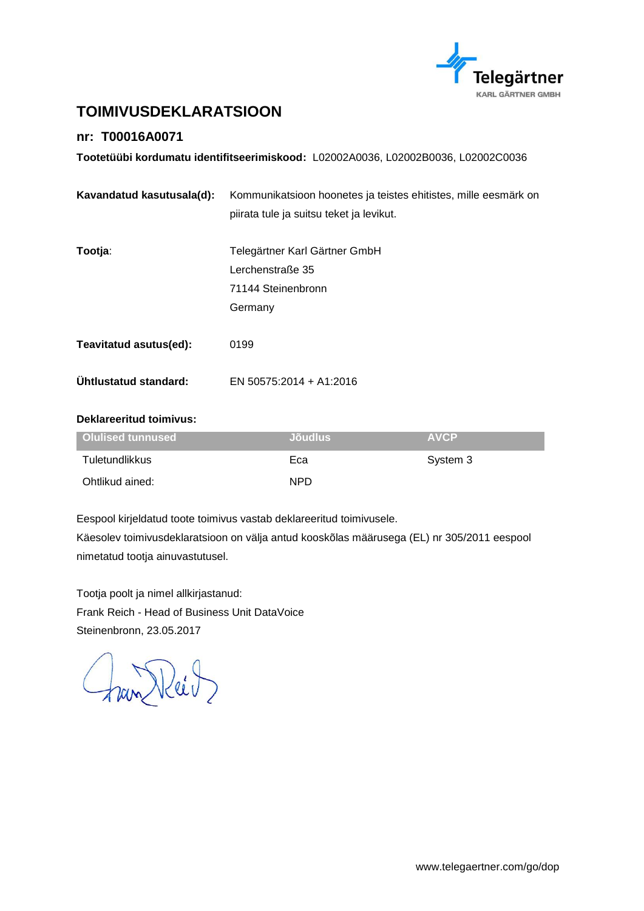# TOIMIVUSDEKLARATSIOON

## nr: T00016A0071

**Tootetüübi kordumatu identifitseerimiskood:** L02002A0036, L02002B0036, L02002C0036

**Kavandatud kasutusala(d):** Kommunikatsioon hoonetes ja teistes ehitistes, mille eesmärk on piirata tule ja suitsu teket ja levikut.

**Tootja**: Telegärtner Karl Gärtner GmbH
Lerchenstraße 35
71144 Steinenbronn
Germany

**Teavitatud asutus(ed):** 0199

**Ühtlustatud standard:** EN 50575:2014 + A1:2016

**Deklareeritud toimivus:**

| Olulised tunnused | Jõudlus | AVCP |
|---|---|---|
| Tuletundlikkus | Eca | System 3 |
| Ohtlikud ained: | NPD | |

Eespool kirjeldatud toote toimivus vastab deklareeritud toimivusele.
Käesolev toimivusdeklaratsioon on välja antud kooskõlas määrusega (EL) nr 305/2011 eespool nimetatud tootja ainuvastutusel.

Tootja poolt ja nimel allkirjastanud:
Frank Reich - Head of Business Unit DataVoice
Steinenbronn, 23.05.2017

www.telegaertner.com/go/dop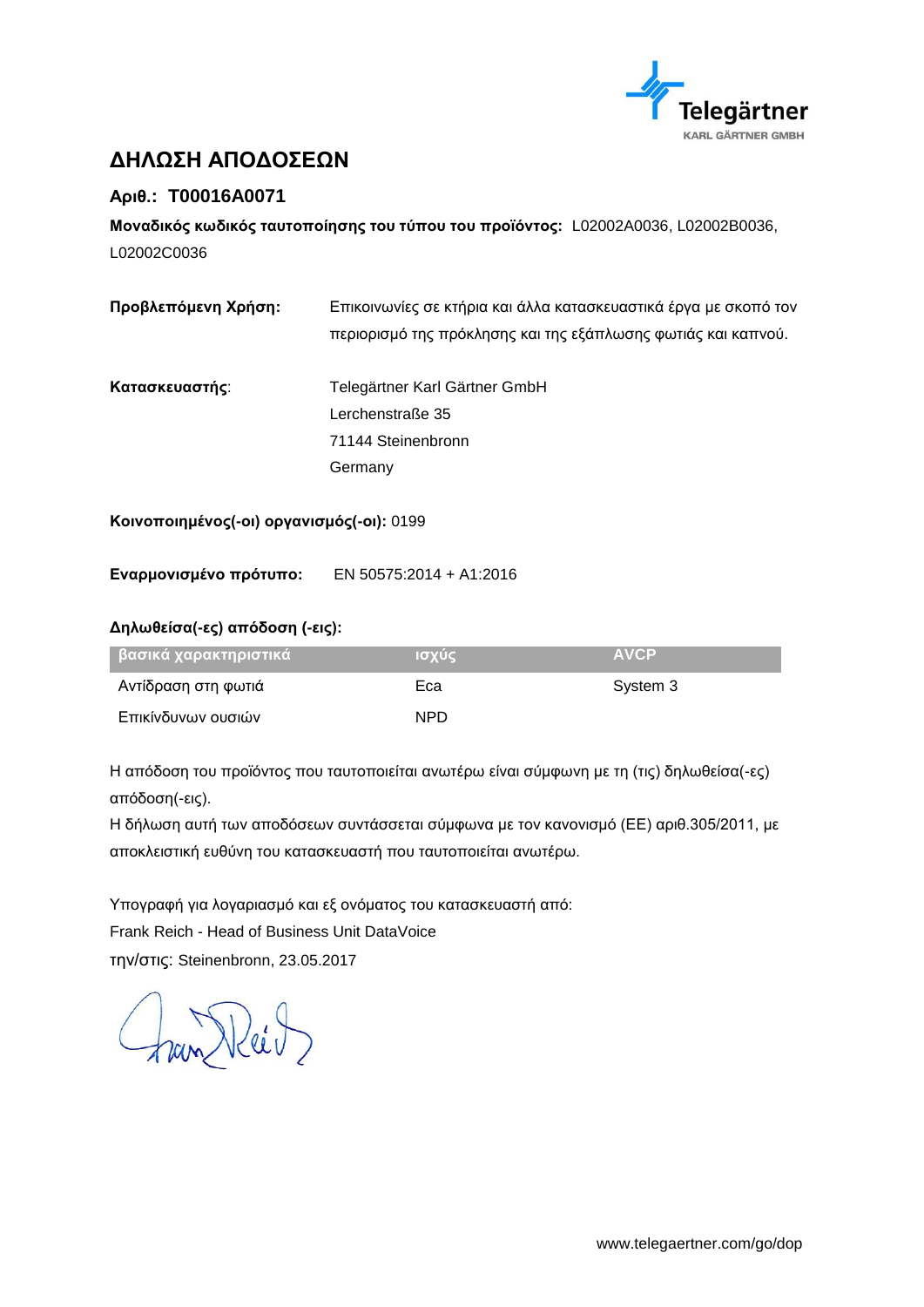# ΔΗΛΩΣΗ ΑΠΟΔΟΣΕΩΝ

## Αριθ.: T00016A0071

**Μοναδικός κωδικός ταυτοποίησης του τύπου του προϊόντος:** L02002A0036, L02002B0036, L02002C0036

**Προβλεπόμενη Χρήση:** Επικοινωνίες σε κτήρια και άλλα κατασκευαστικά έργα με σκοπό τον περιορισμό της πρόκλησης και της εξάπλωσης φωτιάς και καπνού.

**Κατασκευαστής**: Telegärtner Karl Gärtner GmbH
Lerchenstraße 35
71144 Steinenbronn
Germany

**Κοινοποιημένος(-οι) οργανισμός(-οι):** 0199

**Εναρμονισμένο πρότυπο:** EN 50575:2014 + A1:2016

**Δηλωθείσα(-ες) απόδοση (-εις):**

| βασικά χαρακτηριστικά | ισχύς | AVCP |
|---|---|---|
| Αντίδραση στη φωτιά | Eca | System 3 |
| Επικίνδυνων ουσιών | NPD | |

Η απόδοση του προϊόντος που ταυτοποιείται ανωτέρω είναι σύμφωνη με τη (τις) δηλωθείσα(-ες) απόδοση(-εις).
Η δήλωση αυτή των αποδόσεων συντάσσεται σύμφωνα με τον κανονισμό (ΕΕ) αριθ.305/2011, με αποκλειστική ευθύνη του κατασκευαστή που ταυτοποιείται ανωτέρω.

Υπογραφή για λογαριασμό και εξ ονόματος του κατασκευαστή από:
Frank Reich - Head of Business Unit DataVoice
την/στις: Steinenbronn, 23.05.2017

www.telegaertner.com/go/dop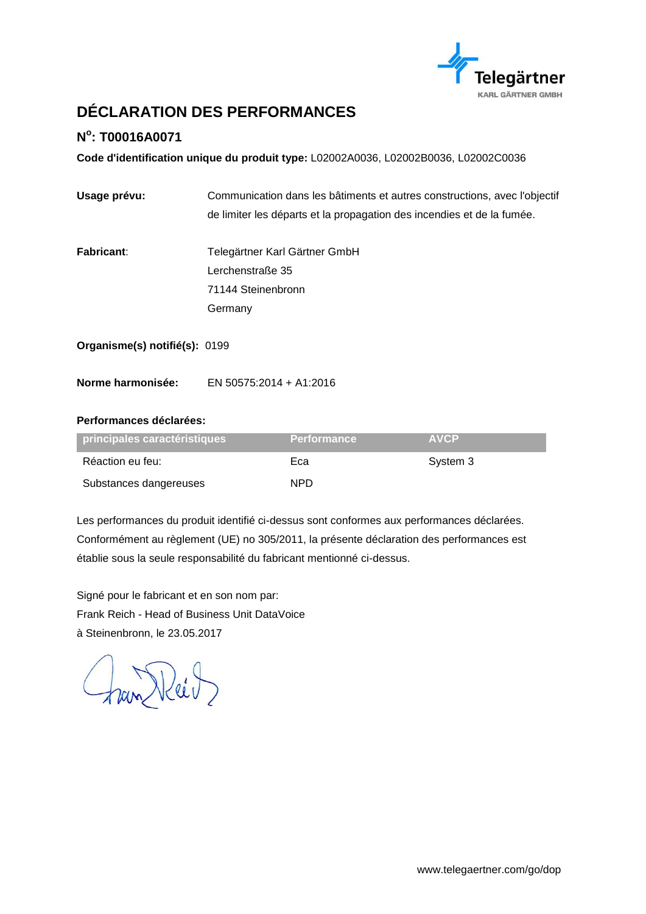# DÉCLARATION DES PERFORMANCES

## N$^{o}$: T00016A0071

**Code d'identification unique du produit type:** L02002A0036, L02002B0036, L02002C0036

**Usage prévu:** Communication dans les bâtiments et autres constructions, avec l'objectif de limiter les départs et la propagation des incendies et de la fumée.

**Fabricant**: Telegärtner Karl Gärtner GmbH
Lerchenstraße 35
71144 Steinenbronn
Germany

**Organisme(s) notifié(s):** 0199

**Norme harmonisée:** EN 50575:2014 + A1:2016

**Performances déclarées:**

| principales caractéristiques | Performance | AVCP |
|---|---|---|
| Réaction eu feu: | Eca | System 3 |
| Substances dangereuses | NPD | |

Les performances du produit identifié ci-dessus sont conformes aux performances déclarées. Conformément au règlement (UE) no 305/2011, la présente déclaration des performances est établie sous la seule responsabilité du fabricant mentionné ci-dessus.

Signé pour le fabricant et en son nom par:
Frank Reich - Head of Business Unit DataVoice
à Steinenbronn, le 23.05.2017

www.telegaertner.com/go/dop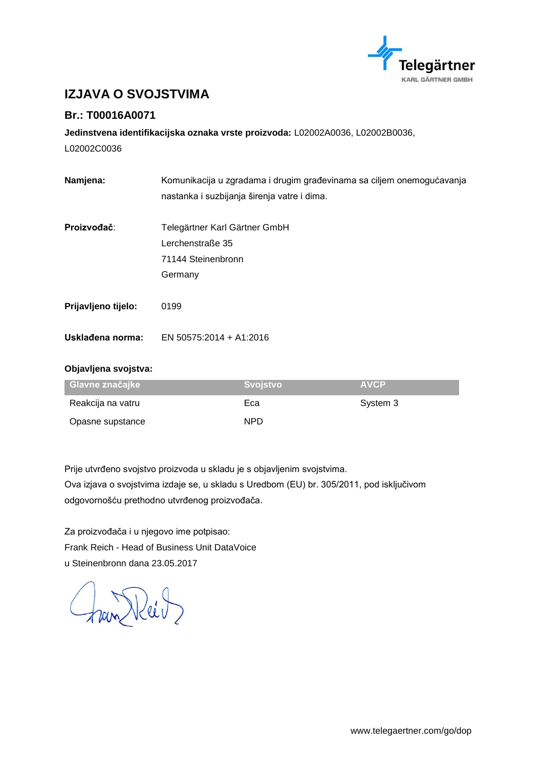Telegärtner
KARL GÄRTNER GMBH

# IZJAVA O SVOJSTVIMA

## Br.: T00016A0071

**Jedinstvena identifikacijska oznaka vrste proizvoda:** L02002A0036, L02002B0036, L02002C0036

**Namjena:** Komunikacija u zgradama i drugim građevinama sa ciljem onemogućavanja nastanka i suzbijanja širenja vatre i dima.

**Proizvođač:** Telegärtner Karl Gärtner GmbH
Lerchenstraße 35
71144 Steinenbronn
Germany

**Prijavljeno tijelo:** 0199

**Usklađena norma:** EN 50575:2014 + A1:2016

**Objavljena svojstva:**

| Glavne značajke | Svojstvo | AVCP |
|---|---|---|
| Reakcija na vatru | Eca | System 3 |
| Opasne supstance | NPD | |

Prije utvrđeno svojstvo proizvoda u skladu je s objavljenim svojstvima.
Ova izjava o svojstvima izdaje se, u skladu s Uredbom (EU) br. 305/2011, pod isključivom odgovornošću prethodno utvrđenog proizvođača.

Za proizvođača i u njegovo ime potpisao:
Frank Reich - Head of Business Unit DataVoice
u Steinenbronn dana 23.05.2017

www.telegaertner.com/go/dop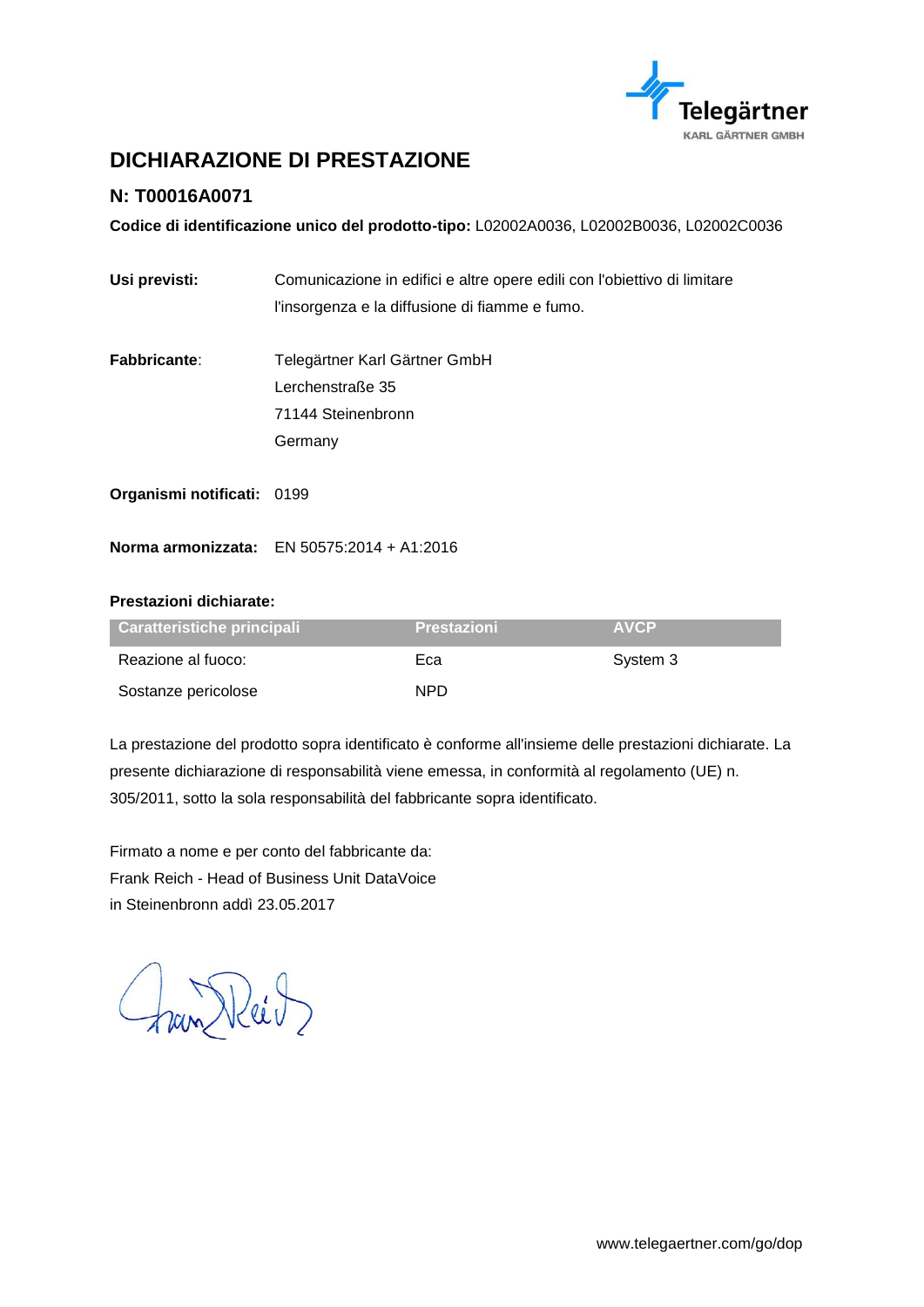# DICHIARAZIONE DI PRESTAZIONE

## N: T00016A0071

**Codice di identificazione unico del prodotto-tipo:** L02002A0036, L02002B0036, L02002C0036

**Usi previsti:** Comunicazione in edifici e altre opere edili con l'obiettivo di limitare l'insorgenza e la diffusione di fiamme e fumo.

**Fabbricante**: Telegärtner Karl Gärtner GmbH
Lerchenstraße 35
71144 Steinenbronn
Germany

**Organismi notificati:** 0199

**Norma armonizzata:** EN 50575:2014 + A1:2016

**Prestazioni dichiarate:**

| Caratteristiche principali | Prestazioni | AVCP |
|---|---|---|
| Reazione al fuoco: | Eca | System 3 |
| Sostanze pericolose | NPD | |

La prestazione del prodotto sopra identificato è conforme all'insieme delle prestazioni dichiarate. La presente dichiarazione di responsabilità viene emessa, in conformità al regolamento (UE) n. 305/2011, sotto la sola responsabilità del fabbricante sopra identificato.

Firmato a nome e per conto del fabbricante da:
Frank Reich - Head of Business Unit DataVoice
in Steinenbronn addì 23.05.2017

www.telegaertner.com/go/dop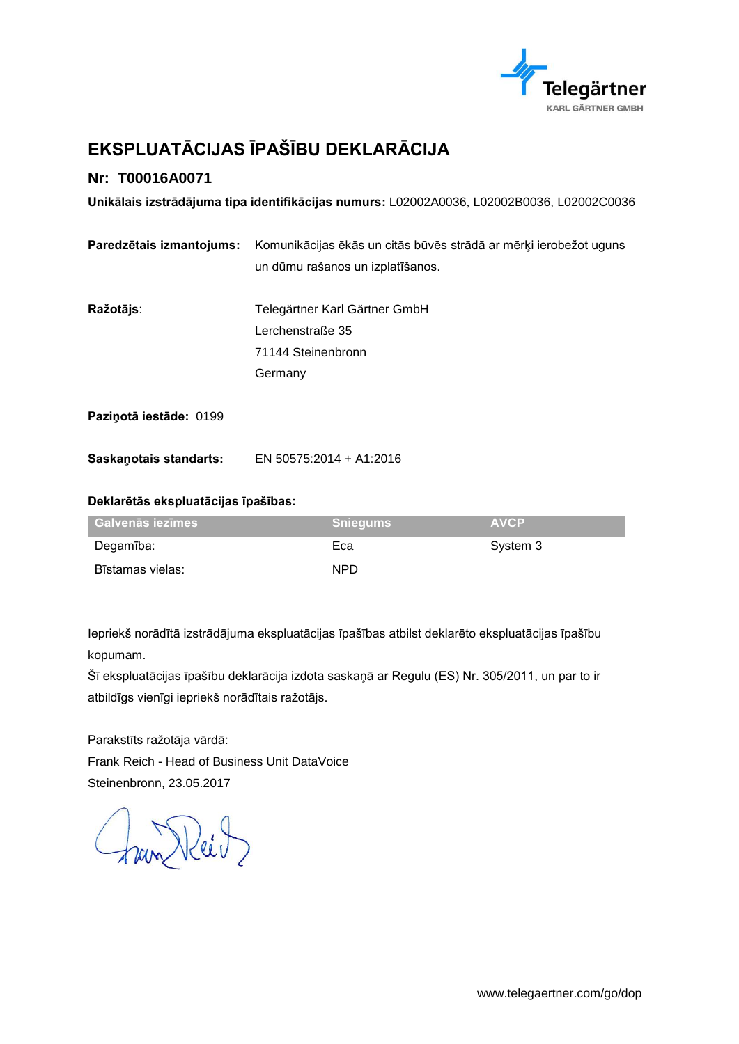# EKSPLUATĀCIJAS ĪPAŠĪBU DEKLARĀCIJA

## Nr: T00016A0071

**Unikālais izstrādājuma tipa identifikācijas numurs:** L02002A0036, L02002B0036, L02002C0036

**Paredzētais izmantojums:** Komunikācijas ēkās un citās būvēs strādā ar mērķi ierobežot uguns un dūmu rašanos un izplatīšanos.

**Ražotājs**: Telegärtner Karl Gärtner GmbH
Lerchenstraße 35
71144 Steinenbronn
Germany

**Paziņotā iestāde:** 0199

**Saskaņotais standarts:** EN 50575:2014 + A1:2016

**Deklarētās ekspluatācijas īpašības:**

| Galvenās iezīmes | Sniegums | AVCP |
| --- | --- | --- |
| Degamība: | Eca | System 3 |
| Bīstamas vielas: | NPD | |

Iepriekš norādītā izstrādājuma ekspluatācijas īpašības atbilst deklarēto ekspluatācijas īpašību kopumam.
Šī ekspluatācijas īpašību deklarācija izdota saskaņā ar Regulu (ES) Nr. 305/2011, un par to ir atbildīgs vienīgi iepriekš norādītais ražotājs.

Parakstīts ražotāja vārdā:
Frank Reich - Head of Business Unit DataVoice
Steinenbronn, 23.05.2017

www.telegaertner.com/go/dop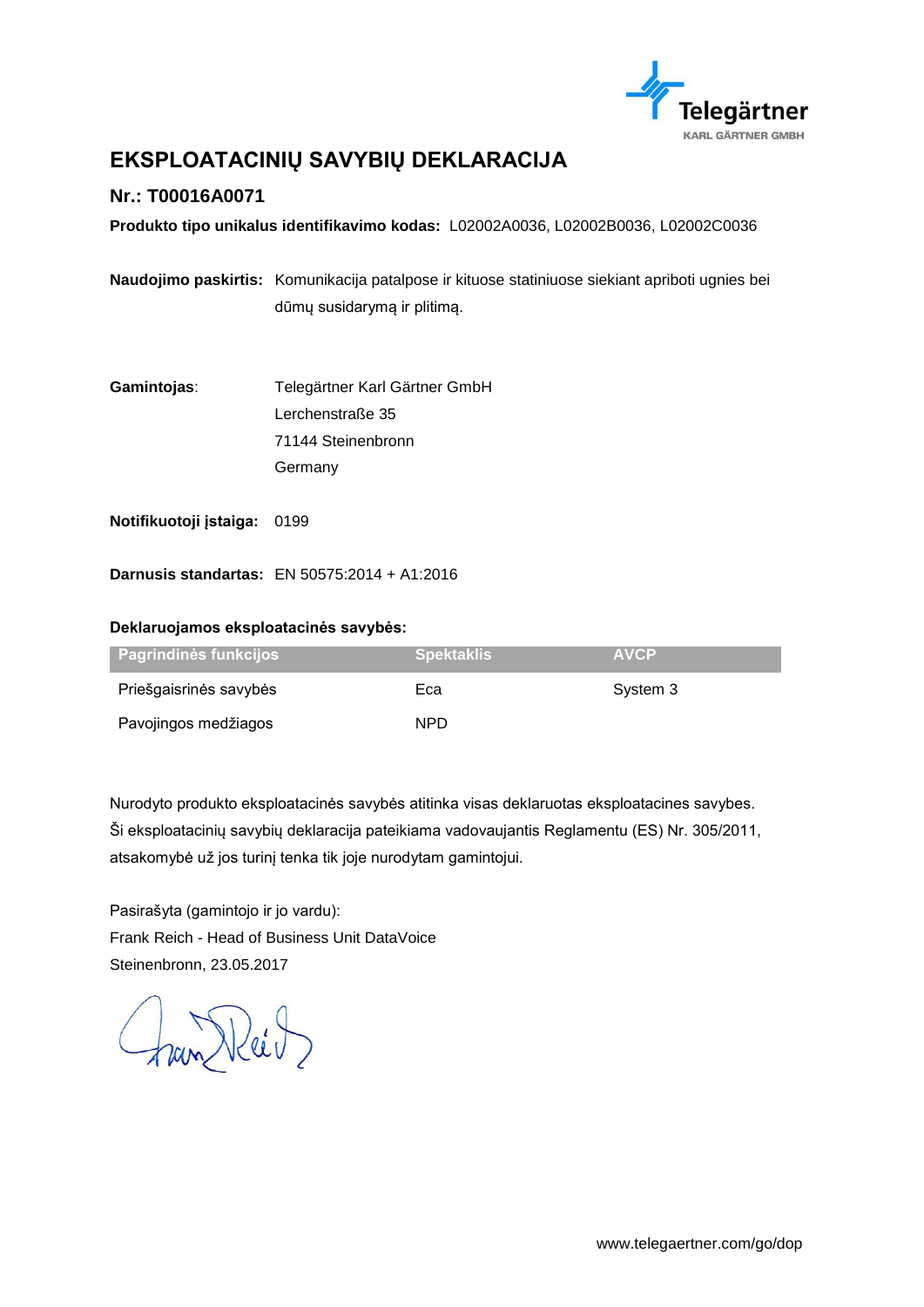# EKSPLOATACINIŲ SAVYBIŲ DEKLARACIJA

## Nr.: T00016A0071

**Produkto tipo unikalus identifikavimo kodas:** L02002A0036, L02002B0036, L02002C0036

**Naudojimo paskirtis:** Komunikacija patalpose ir kituose statiniuose siekiant apriboti ugnies bei dūmų susidarymą ir plitimą.

**Gamintojas**: Telegärtner Karl Gärtner GmbH
Lerchenstraße 35
71144 Steinenbronn
Germany

**Notifikuotoji įstaiga:** 0199

**Darnusis standartas:** EN 50575:2014 + A1:2016

**Deklaruojamos eksploatacinės savybės:**

| Pagrindinės funkcijos | Spektaklis | AVCP |
|---|---|---|
| Priešgaisrinės savybės | Eca | System 3 |
| Pavojingos medžiagos | NPD | |

Nurodyto produkto eksploatacinės savybės atitinka visas deklaruotas eksploatacines savybes. Ši eksploatacinių savybių deklaracija pateikiama vadovaujantis Reglamentu (ES) Nr. 305/2011, atsakomybė už jos turinį tenka tik joje nurodytam gamintojui.

Pasirašyta (gamintojo ir jo vardu):
Frank Reich - Head of Business Unit DataVoice
Steinenbronn, 23.05.2017

www.telegaertner.com/go/dop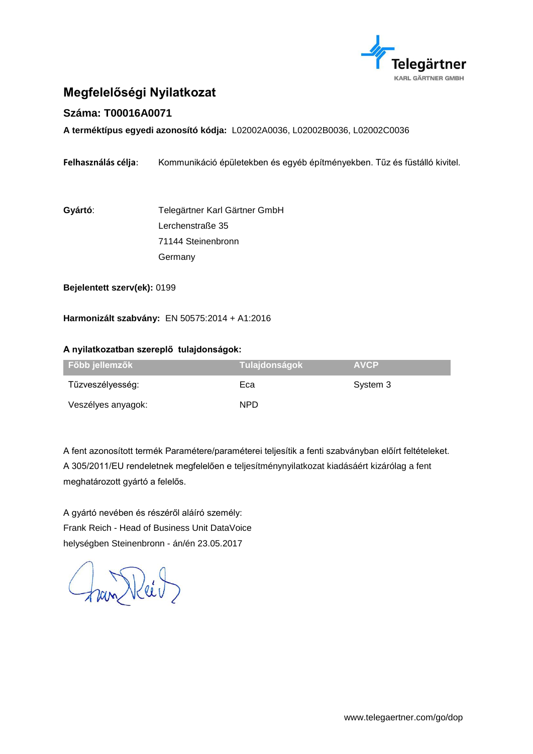# Megfelelőségi Nyilatkozat

## Száma: T00016A0071

**A terméktípus egyedi azonosító kódja:** L02002A0036, L02002B0036, L02002C0036

**Felhasználás célja**: Kommunikáció épületekben és egyéb építményekben. Tűz és füstálló kivitel.

**Gyártó**: Telegärtner Karl Gärtner GmbH
Lerchenstraße 35
71144 Steinenbronn
Germany

**Bejelentett szerv(ek):** 0199

**Harmonizált szabvány:** EN 50575:2014 + A1:2016

**A nyilatkozatban szereplő tulajdonságok:**

| Főbb jellemzők | Tulajdonságok | AVCP |
|---|---|---|
| Tűzveszélyesség: | Eca | System 3 |
| Veszélyes anyagok: | NPD | |

A fent azonosított termék Paramétere/paraméterei teljesítik a fenti szabványban előírt feltételeket. A 305/2011/EU rendeletnek megfelelően e teljesítménynyilatkozat kiadásáért kizárólag a fent meghatározott gyártó a felelős.

A gyártó nevében és részéről aláíró személy:
Frank Reich - Head of Business Unit DataVoice
helységben Steinenbronn - án/én 23.05.2017

www.telegaertner.com/go/dop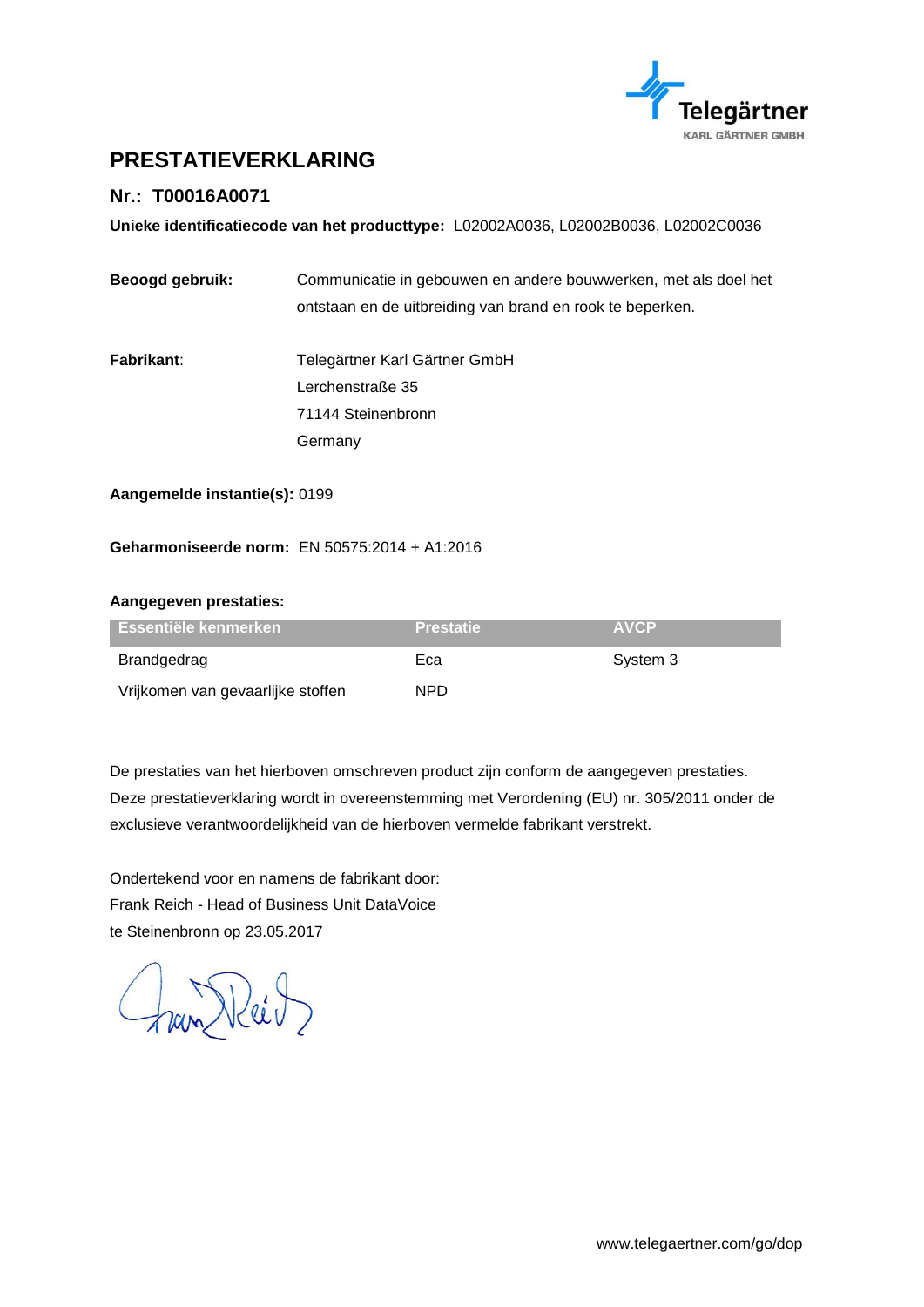# PRESTATIEVERKLARING

## Nr.: T00016A0071

**Unieke identificatiecode van het producttype:** L02002A0036, L02002B0036, L02002C0036

**Beoogd gebruik:** Communicatie in gebouwen en andere bouwwerken, met als doel het ontstaan en de uitbreiding van brand en rook te beperken.

**Fabrikant**: Telegärtner Karl Gärtner GmbH
Lerchenstraße 35
71144 Steinenbronn
Germany

**Aangemelde instantie(s):** 0199

**Geharmoniseerde norm:** EN 50575:2014 + A1:2016

**Aangegeven prestaties:**

| Essentiële kenmerken | Prestatie | AVCP |
|---|---|---|
| Brandgedrag | Eca | System 3 |
| Vrijkomen van gevaarlijke stoffen | NPD | |

De prestaties van het hierboven omschreven product zijn conform de aangegeven prestaties. Deze prestatieverklaring wordt in overeenstemming met Verordening (EU) nr. 305/2011 onder de exclusieve verantwoordelijkheid van de hierboven vermelde fabrikant verstrekt.

Ondertekend voor en namens de fabrikant door:
Frank Reich - Head of Business Unit DataVoice
te Steinenbronn op 23.05.2017

www.telegaertner.com/go/dop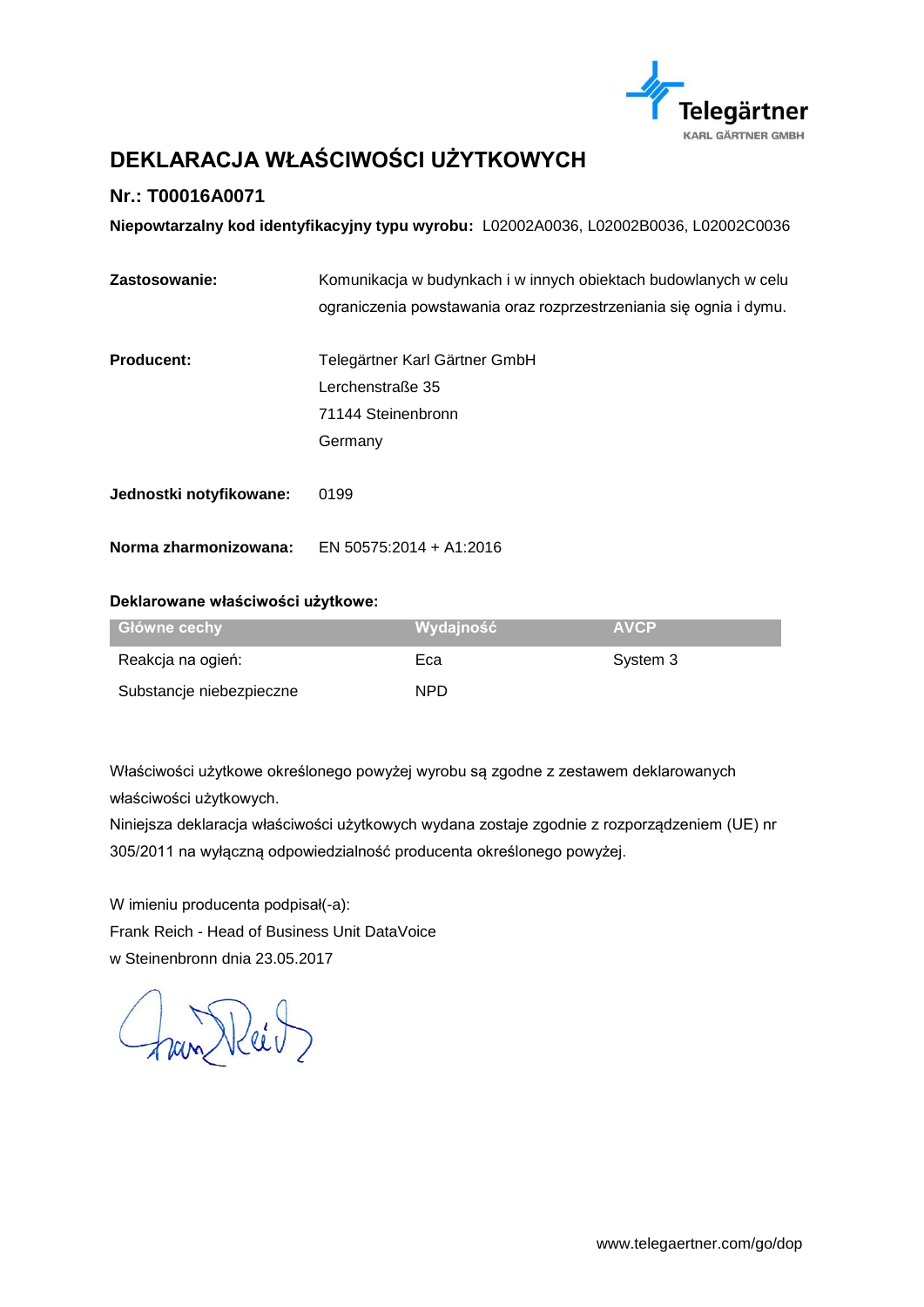# DEKLARACJA WŁAŚCIWOŚCI UŻYTKOWYCH

## Nr.: T00016A0071

**Niepowtarzalny kod identyfikacyjny typu wyrobu:** L02002A0036, L02002B0036, L02002C0036

**Zastosowanie:** Komunikacja w budynkach i w innych obiektach budowlanych w celu ograniczenia powstawania oraz rozprzestrzeniania się ognia i dymu.

**Producent:** Telegärtner Karl Gärtner GmbH
Lerchenstraße 35
71144 Steinenbronn
Germany

**Jednostki notyfikowane:** 0199

**Norma zharmonizowana:** EN 50575:2014 + A1:2016

**Deklarowane właściwości użytkowe:**

| Główne cechy | Wydajność | AVCP |
|---|---|---|
| Reakcja na ogień: | Eca | System 3 |
| Substancje niebezpieczne | NPD | |

Właściwości użytkowe określonego powyżej wyrobu są zgodne z zestawem deklarowanych właściwości użytkowych.
Niniejsza deklaracja właściwości użytkowych wydana zostaje zgodnie z rozporządzeniem (UE) nr 305/2011 na wyłączną odpowiedzialność producenta określonego powyżej.

W imieniu producenta podpisał(-a):
Frank Reich - Head of Business Unit DataVoice
w Steinenbronn dnia 23.05.2017

www.telegaertner.com/go/dop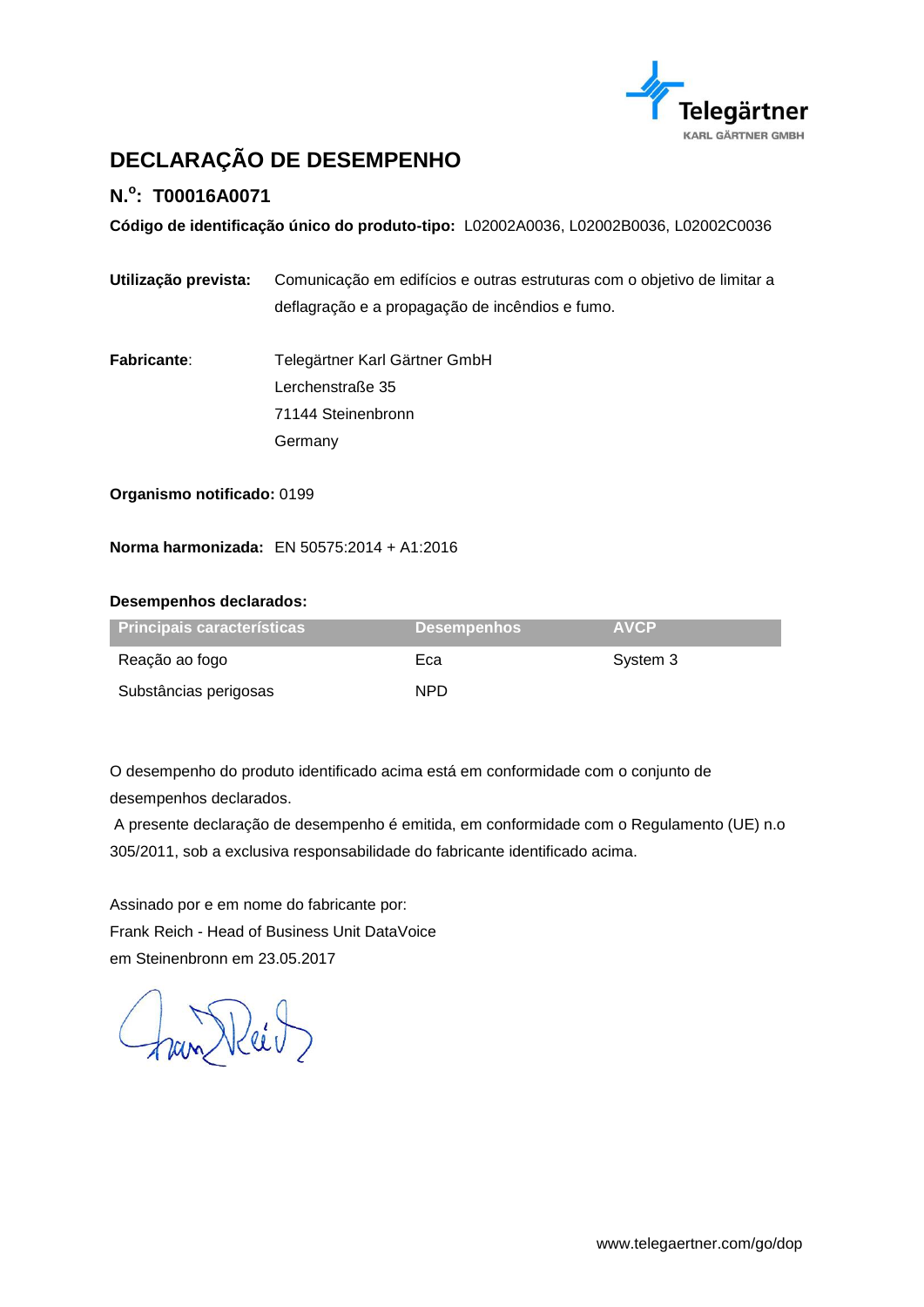# DECLARAÇÃO DE DESEMPENHO

## N.º: T00016A0071

**Código de identificação único do produto-tipo:** L02002A0036, L02002B0036, L02002C0036

**Utilização prevista:** Comunicação em edifícios e outras estruturas com o objetivo de limitar a deflagração e a propagação de incêndios e fumo.

**Fabricante**: Telegärtner Karl Gärtner GmbH
Lerchenstraße 35
71144 Steinenbronn
Germany

**Organismo notificado:** 0199

**Norma harmonizada:** EN 50575:2014 + A1:2016

**Desempenhos declarados:**

| Principais características | Desempenhos | AVCP |
| --- | --- | --- |
| Reação ao fogo | Eca | System 3 |
| Substâncias perigosas | NPD | |

O desempenho do produto identificado acima está em conformidade com o conjunto de desempenhos declarados.
A presente declaração de desempenho é emitida, em conformidade com o Regulamento (UE) n.o 305/2011, sob a exclusiva responsabilidade do fabricante identificado acima.

Assinado por e em nome do fabricante por:
Frank Reich - Head of Business Unit DataVoice
em Steinenbronn em 23.05.2017

www.telegaertner.com/go/dop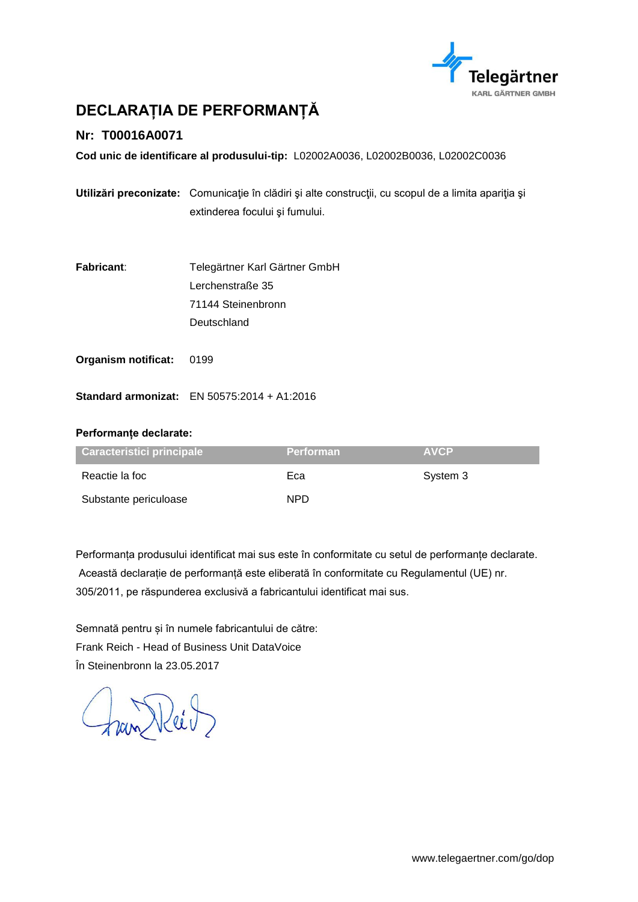# DECLARAȚIA DE PERFORMANȚĂ

## Nr: T00016A0071

**Cod unic de identificare al produsului-tip:** L02002A0036, L02002B0036, L02002C0036

**Utilizări preconizate:** Comunicaţie în clădiri şi alte construcţii, cu scopul de a limita apariţia şi extinderea focului şi fumului.

**Fabricant**: Telegärtner Karl Gärtner GmbH
Lerchenstraße 35
71144 Steinenbronn
Deutschland

**Organism notificat:** 0199

**Standard armonizat:** EN 50575:2014 + A1:2016

**Performanțe declarate:**

| Caracteristici principale | Performan | AVCP |
|---|---|---|
| Reactie la foc | Eca | System 3 |
| Substante periculoase | NPD | |

Performanța produsului identificat mai sus este în conformitate cu setul de performanțe declarate. Această declarație de performanță este eliberată în conformitate cu Regulamentul (UE) nr. 305/2011, pe răspunderea exclusivă a fabricantului identificat mai sus.

Semnată pentru și în numele fabricantului de către:
Frank Reich - Head of Business Unit DataVoice
În Steinenbronn la 23.05.2017

www.telegaertner.com/go/dop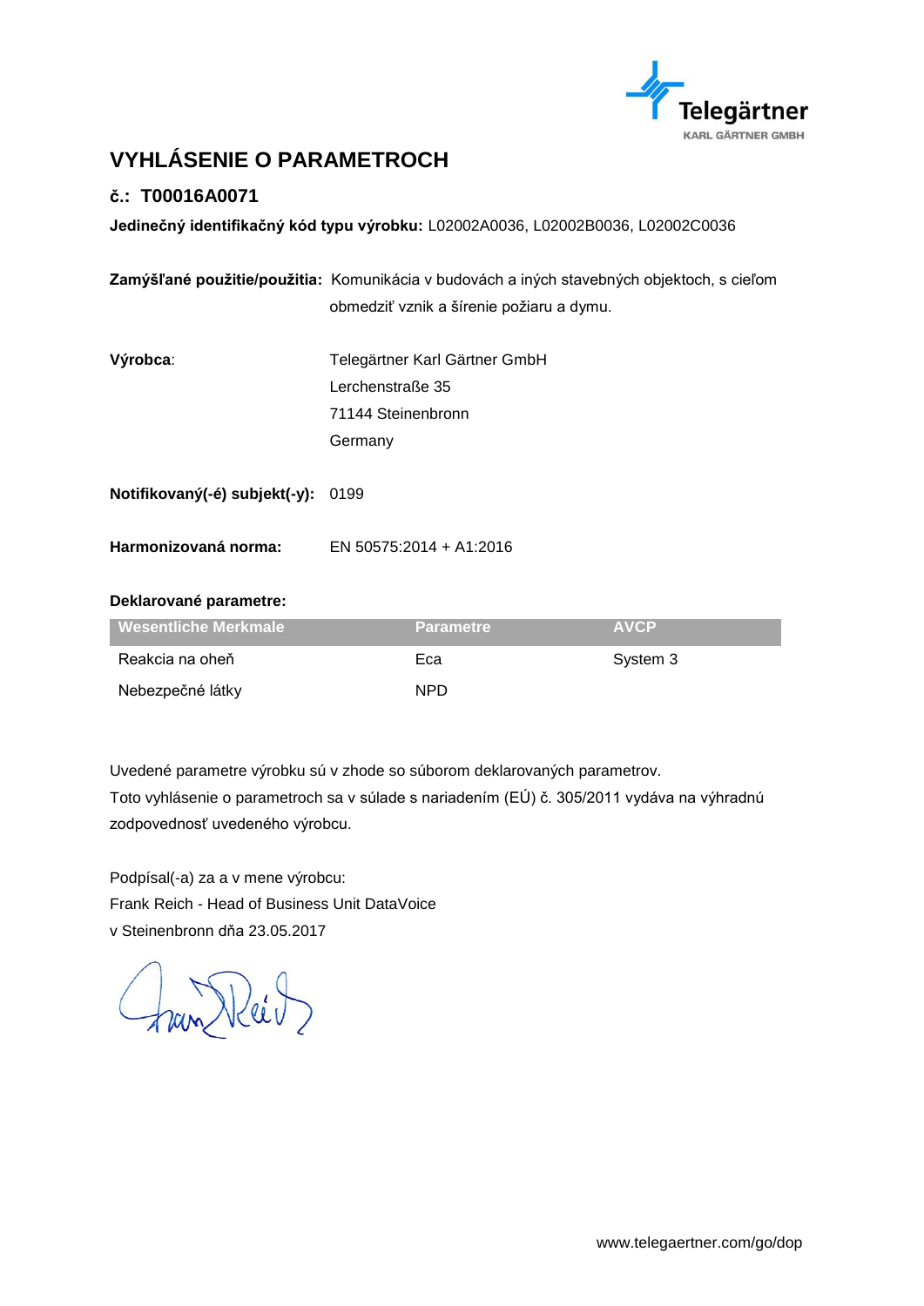# VYHLÁSENIE O PARAMETROCH

## č.: T00016A0071

**Jedinečný identifikačný kód typu výrobku:** L02002A0036, L02002B0036, L02002C0036

**Zamýšľané použitie/použitia:** Komunikácia v budovách a iných stavebných objektoch, s cieľom obmedziť vznik a šírenie požiaru a dymu.

**Výrobca**: Telegärtner Karl Gärtner GmbH
Lerchenstraße 35
71144 Steinenbronn
Germany

**Notifikovaný(-é) subjekt(-y):** 0199

**Harmonizovaná norma:** EN 50575:2014 + A1:2016

**Deklarované parametre:**

| Wesentliche Merkmale | Parametre | AVCP |
|---|---|---|
| Reakcia na oheň | Eca | System 3 |
| Nebezpečné látky | NPD | |

Uvedené parametre výrobku sú v zhode so súborom deklarovaných parametrov.
Toto vyhlásenie o parametroch sa v súlade s nariadením (EÚ) č. 305/2011 vydáva na výhradnú zodpovednosť uvedeného výrobcu.

Podpísal(-a) za a v mene výrobcu:
Frank Reich - Head of Business Unit DataVoice
v Steinenbronn dňa 23.05.2017

www.telegaertner.com/go/dop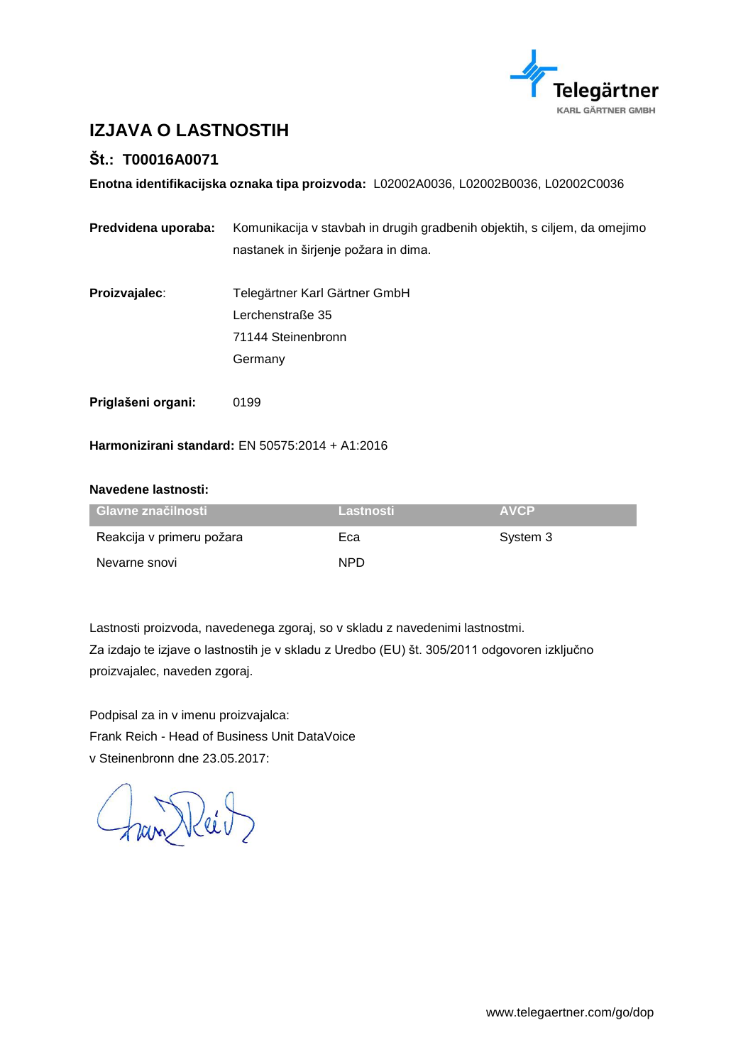# IZJAVA O LASTNOSTIH

## Št.: T00016A0071

**Enotna identifikacijska oznaka tipa proizvoda:** L02002A0036, L02002B0036, L02002C0036

**Predvidena uporaba:** Komunikacija v stavbah in drugih gradbenih objektih, s ciljem, da omejimo nastanek in širjenje požara in dima.

**Proizvajalec**: Telegärtner Karl Gärtner GmbH
Lerchenstraße 35
71144 Steinenbronn
Germany

**Priglašeni organi:** 0199

**Harmonizirani standard:** EN 50575:2014 + A1:2016

**Navedene lastnosti:**

| Glavne značilnosti | Lastnosti | AVCP |
|---|---|---|
| Reakcija v primeru požara | Eca | System 3 |
| Nevarne snovi | NPD | |

Lastnosti proizvoda, navedenega zgoraj, so v skladu z navedenimi lastnostmi.
Za izdajo te izjave o lastnostih je v skladu z Uredbo (EU) št. 305/2011 odgovoren izključno proizvajalec, naveden zgoraj.

Podpisal za in v imenu proizvajalca:
Frank Reich - Head of Business Unit DataVoice
v Steinenbronn dne 23.05.2017:

www.telegaertner.com/go/dop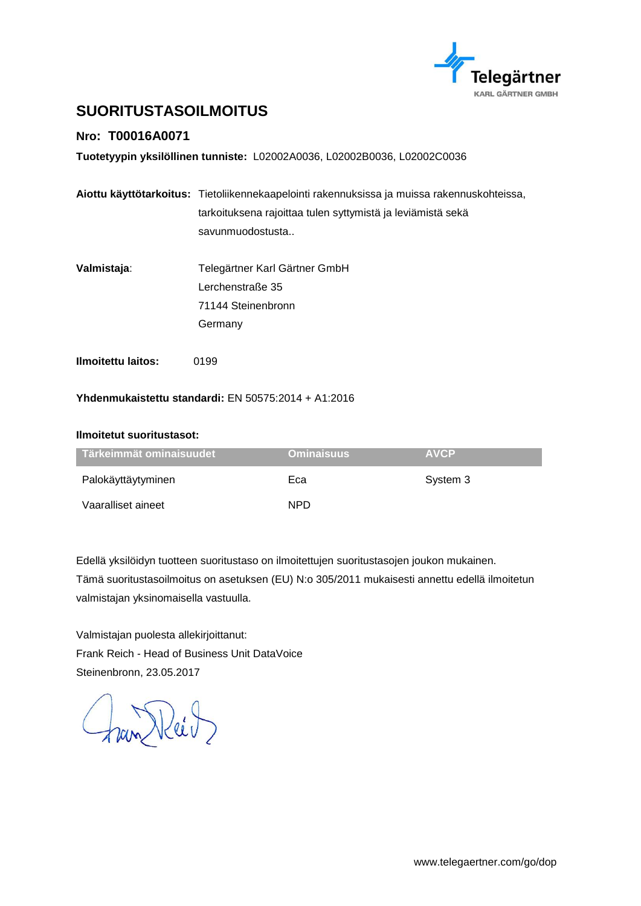# SUORITUSTASOILMOITUS

## Nro: T00016A0071

**Tuotetyypin yksilöllinen tunniste:** L02002A0036, L02002B0036, L02002C0036

**Aiottu käyttötarkoitus:** Tietoliikennekaapelointi rakennuksissa ja muissa rakennuskohteissa, tarkoituksena rajoittaa tulen syttymistä ja leviämistä sekä savunmuodostusta..

**Valmistaja**: Telegärtner Karl Gärtner GmbH
Lerchenstraße 35
71144 Steinenbronn
Germany

**Ilmoitettu laitos:** 0199

**Yhdenmukaistettu standardi:** EN 50575:2014 + A1:2016

**Ilmoitetut suoritustasot:**

| Tärkeimmät ominaisuudet | Ominaisuus | AVCP |
|---|---|---|
| Palokäyttäytyminen | Eca | System 3 |
| Vaaralliset aineet | NPD | |

Edellä yksilöidyn tuotteen suoritustaso on ilmoitettujen suoritustasojen joukon mukainen.
Tämä suoritustasoilmoitus on asetuksen (EU) N:o 305/2011 mukaisesti annettu edellä ilmoitetun valmistajan yksinomaisella vastuulla.

Valmistajan puolesta allekirjoittanut:
Frank Reich - Head of Business Unit DataVoice
Steinenbronn, 23.05.2017

www.telegaertner.com/go/dop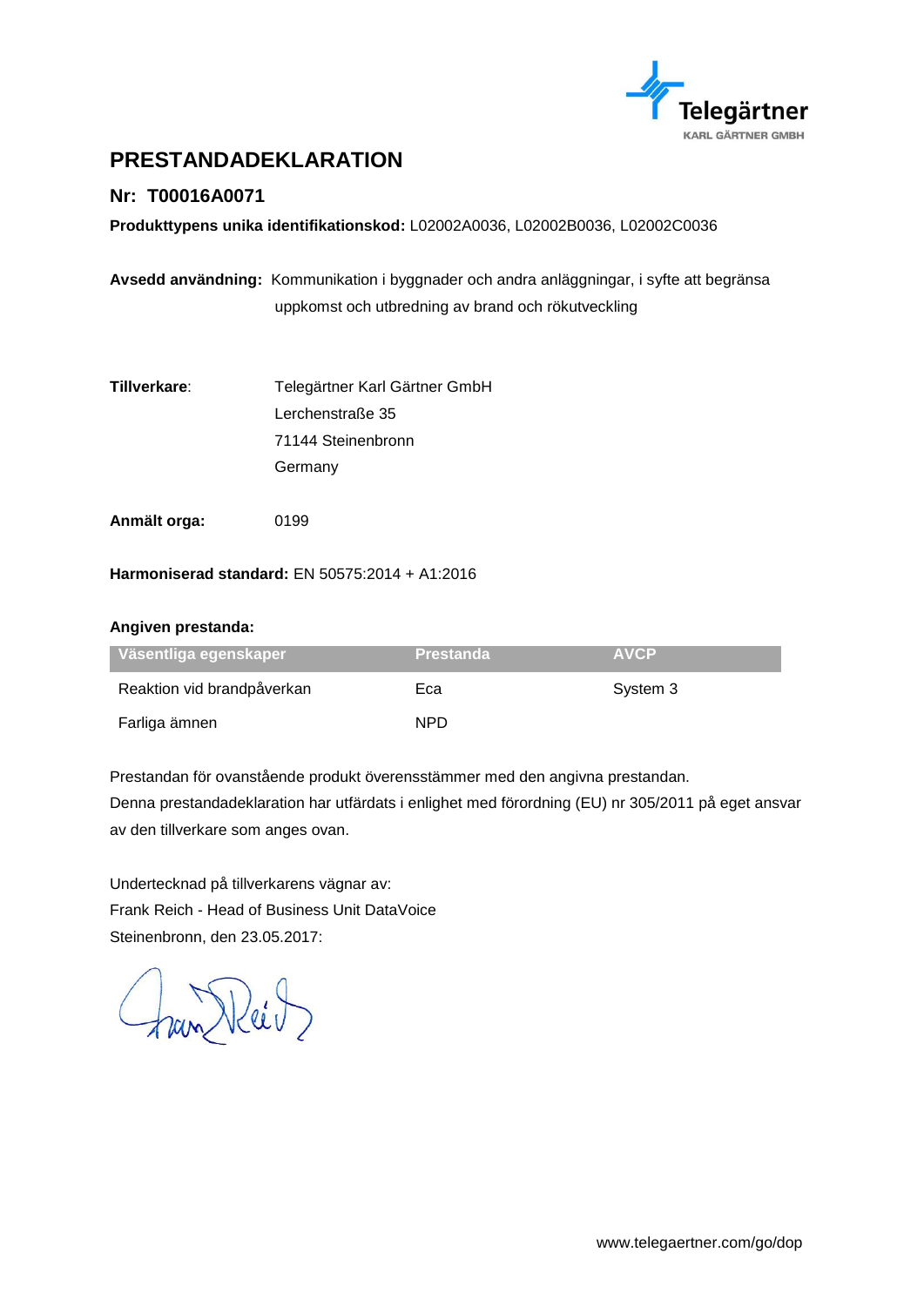# PRESTANDADEKLARATION

## Nr: T00016A0071

**Produkttypens unika identifikationskod:** L02002A0036, L02002B0036, L02002C0036

**Avsedd användning:** Kommunikation i byggnader och andra anläggningar, i syfte att begränsa uppkomst och utbredning av brand och rökutveckling

**Tillverkare**: Telegärtner Karl Gärtner GmbH
Lerchenstraße 35
71144 Steinenbronn
Germany

**Anmält orga:** 0199

**Harmoniserad standard:** EN 50575:2014 + A1:2016

**Angiven prestanda:**

| Väsentliga egenskaper | Prestanda | AVCP |
|---|---|---|
| Reaktion vid brandpåverkan | Eca | System 3 |
| Farliga ämnen | NPD | |

Prestandan för ovanstående produkt överensstämmer med den angivna prestandan.
Denna prestandadeklaration har utfärdats i enlighet med förordning (EU) nr 305/2011 på eget ansvar av den tillverkare som anges ovan.

Undertecknad på tillverkarens vägnar av:
Frank Reich - Head of Business Unit DataVoice
Steinenbronn, den 23.05.2017:

www.telegaertner.com/go/dop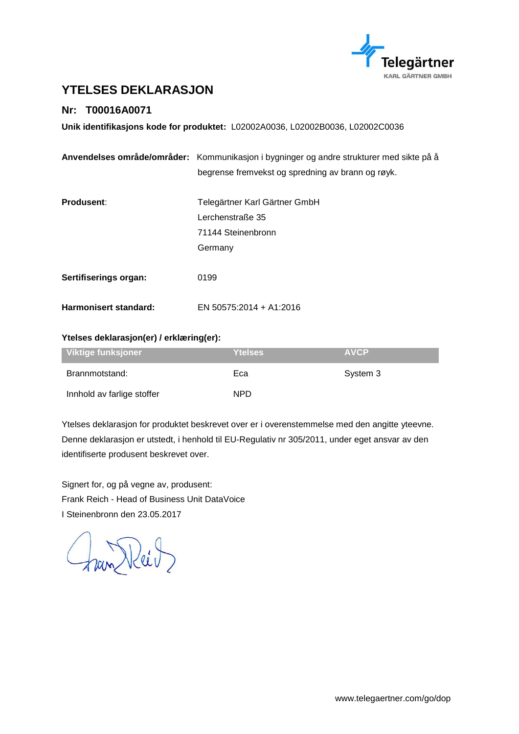# YTELSES DEKLARASJON

## Nr: T00016A0071

**Unik identifikasjons kode for produktet:** L02002A0036, L02002B0036, L02002C0036

**Anvendelses område/områder:** Kommunikasjon i bygninger og andre strukturer med sikte på å begrense fremvekst og spredning av brann og røyk.

**Produsent**: Telegärtner Karl Gärtner GmbH
Lerchenstraße 35
71144 Steinenbronn
Germany

**Sertifiserings organ:** 0199

**Harmonisert standard:** EN 50575:2014 + A1:2016

**Ytelses deklarasjon(er) / erklæring(er):**

| Viktige funksjoner | Ytelses | AVCP |
|---|---|---|
| Brannmotstand: | Eca | System 3 |
| Innhold av farlige stoffer | NPD | |

Ytelses deklarasjon for produktet beskrevet over er i overenstemmelse med den angitte yteevne. Denne deklarasjon er utstedt, i henhold til EU-Regulativ nr 305/2011, under eget ansvar av den identifiserte produsent beskrevet over.

Signert for, og på vegne av, produsent:
Frank Reich - Head of Business Unit DataVoice
I Steinenbronn den 23.05.2017

www.telegaertner.com/go/dop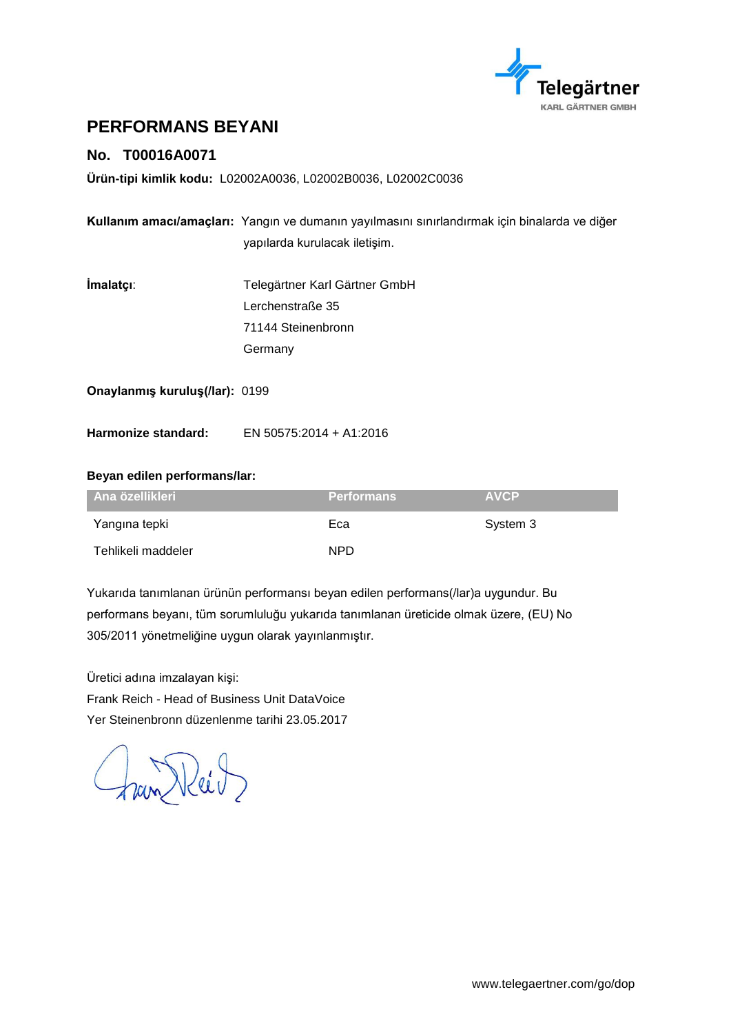# PERFORMANS BEYANI

## No. T00016A0071

**Ürün-tipi kimlik kodu:** L02002A0036, L02002B0036, L02002C0036

**Kullanım amacı/amaçları:** Yangın ve dumanın yayılmasını sınırlandırmak için binalarda ve diğer yapılarda kurulacak iletişim.

**İmalatçı**: Telegärtner Karl Gärtner GmbH
Lerchenstraße 35
71144 Steinenbronn
Germany

**Onaylanmış kuruluş(/lar):** 0199

**Harmonize standard:** EN 50575:2014 + A1:2016

**Beyan edilen performans/lar:**

| Ana özellikleri | Performans | AVCP |
|---|---|---|
| Yangına tepki | Eca | System 3 |
| Tehlikeli maddeler | NPD | |

Yukarıda tanımlanan ürünün performansı beyan edilen performans(/lar)a uygundur. Bu performans beyanı, tüm sorumluluğu yukarıda tanımlanan üreticide olmak üzere, (EU) No 305/2011 yönetmeliğine uygun olarak yayınlanmıştır.

Üretici adına imzalayan kişi:
Frank Reich - Head of Business Unit DataVoice
Yer Steinenbronn düzenlenme tarihi 23.05.2017

www.telegaertner.com/go/dop